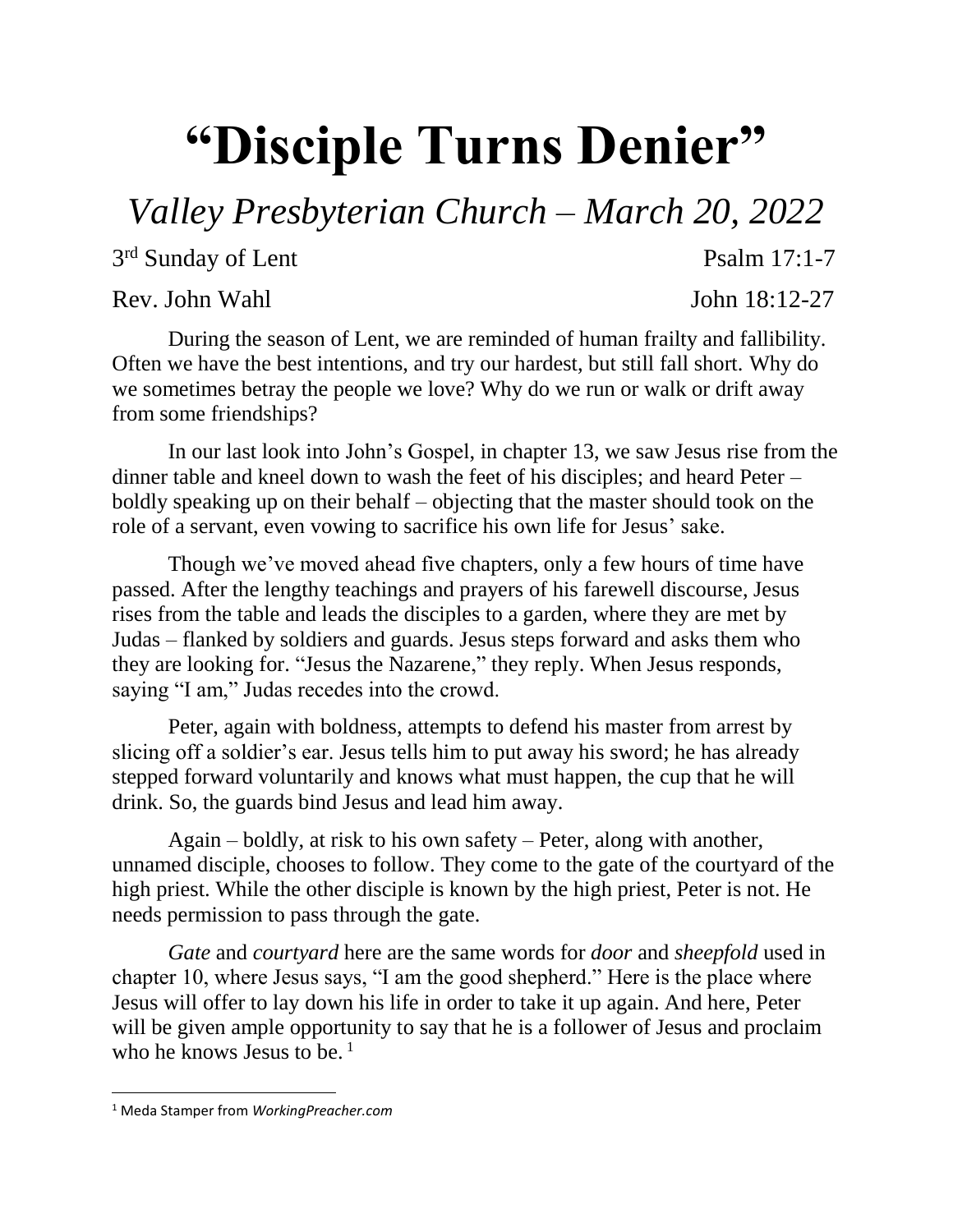# "Disciple Turns Denier"

## *Valley Presbyterian Church – March 20, 2022*

3rd Sunday of Lent Psalm 17:1-7

Rev. John Wahl John 18:12-27

During the season of Lent, we are reminded of human frailty and fallibility. Often we have the best intentions, and try our hardest, but still fall short. Why do we sometimes betray the people we love? Why do we run or walk or drift away from some friendships?

In our last look into John's Gospel, in chapter 13, we saw Jesus rise from the dinner table and kneel down to wash the feet of his disciples; and heard Peter – boldly speaking up on their behalf – objecting that the master should took on the role of a servant, even vowing to sacrifice his own life for Jesus' sake.

Though we've moved ahead five chapters, only a few hours of time have passed. After the lengthy teachings and prayers of his farewell discourse, Jesus rises from the table and leads the disciples to a garden, where they are met by Judas – flanked by soldiers and guards. Jesus steps forward and asks them who they are looking for. "Jesus the Nazarene," they reply. When Jesus responds, saying "I am," Judas recedes into the crowd.

Peter, again with boldness, attempts to defend his master from arrest by slicing off a soldier's ear. Jesus tells him to put away his sword; he has already stepped forward voluntarily and knows what must happen, the cup that he will drink. So, the guards bind Jesus and lead him away.

Again – boldly, at risk to his own safety – Peter, along with another, unnamed disciple, chooses to follow. They come to the gate of the courtyard of the high priest. While the other disciple is known by the high priest, Peter is not. He needs permission to pass through the gate.

*Gate* and *courtyard* here are the same words for *door* and *sheepfold* used in chapter 10, where Jesus says, "I am the good shepherd." Here is the place where Jesus will offer to lay down his life in order to take it up again. And here, Peter will be given ample opportunity to say that he is a follower of Jesus and proclaim who he knows Jesus to be. [1]

---

[1] Meda Stamper from *WorkingPreacher.com*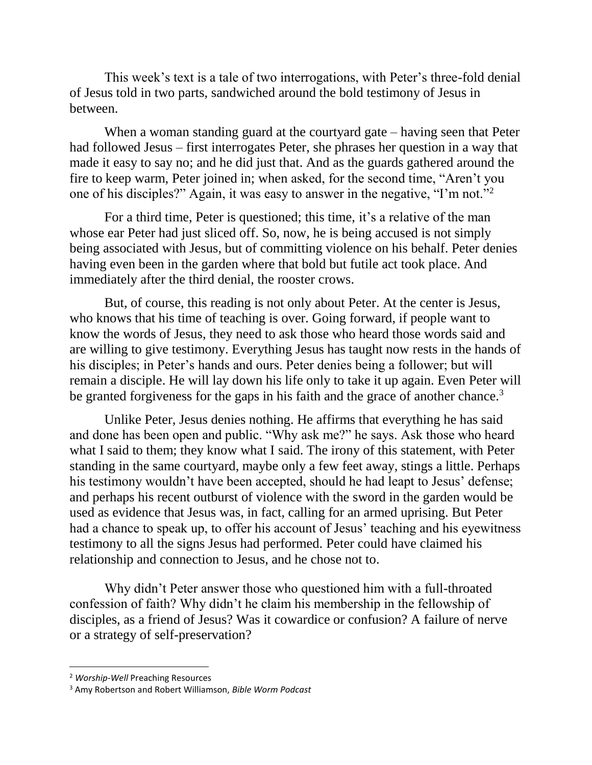This week's text is a tale of two interrogations, with Peter's three-fold denial of Jesus told in two parts, sandwiched around the bold testimony of Jesus in between.

When a woman standing guard at the courtyard gate – having seen that Peter had followed Jesus – first interrogates Peter, she phrases her question in a way that made it easy to say no; and he did just that. And as the guards gathered around the fire to keep warm, Peter joined in; when asked, for the second time, "Aren't you one of his disciples?" Again, it was easy to answer in the negative, "I'm not."[2]

For a third time, Peter is questioned; this time, it's a relative of the man whose ear Peter had just sliced off. So, now, he is being accused is not simply being associated with Jesus, but of committing violence on his behalf. Peter denies having even been in the garden where that bold but futile act took place. And immediately after the third denial, the rooster crows.

But, of course, this reading is not only about Peter. At the center is Jesus, who knows that his time of teaching is over. Going forward, if people want to know the words of Jesus, they need to ask those who heard those words said and are willing to give testimony. Everything Jesus has taught now rests in the hands of his disciples; in Peter's hands and ours. Peter denies being a follower; but will remain a disciple. He will lay down his life only to take it up again. Even Peter will be granted forgiveness for the gaps in his faith and the grace of another chance.[3]

Unlike Peter, Jesus denies nothing. He affirms that everything he has said and done has been open and public. "Why ask me?" he says. Ask those who heard what I said to them; they know what I said. The irony of this statement, with Peter standing in the same courtyard, maybe only a few feet away, stings a little. Perhaps his testimony wouldn't have been accepted, should he had leapt to Jesus' defense; and perhaps his recent outburst of violence with the sword in the garden would be used as evidence that Jesus was, in fact, calling for an armed uprising. But Peter had a chance to speak up, to offer his account of Jesus' teaching and his eyewitness testimony to all the signs Jesus had performed. Peter could have claimed his relationship and connection to Jesus, and he chose not to.

Why didn't Peter answer those who questioned him with a full-throated confession of faith? Why didn't he claim his membership in the fellowship of disciples, as a friend of Jesus? Was it cowardice or confusion? A failure of nerve or a strategy of self-preservation?

---

[2] *Worship-Well* Preaching Resources

[3] Amy Robertson and Robert Williamson, *Bible Worm Podcast*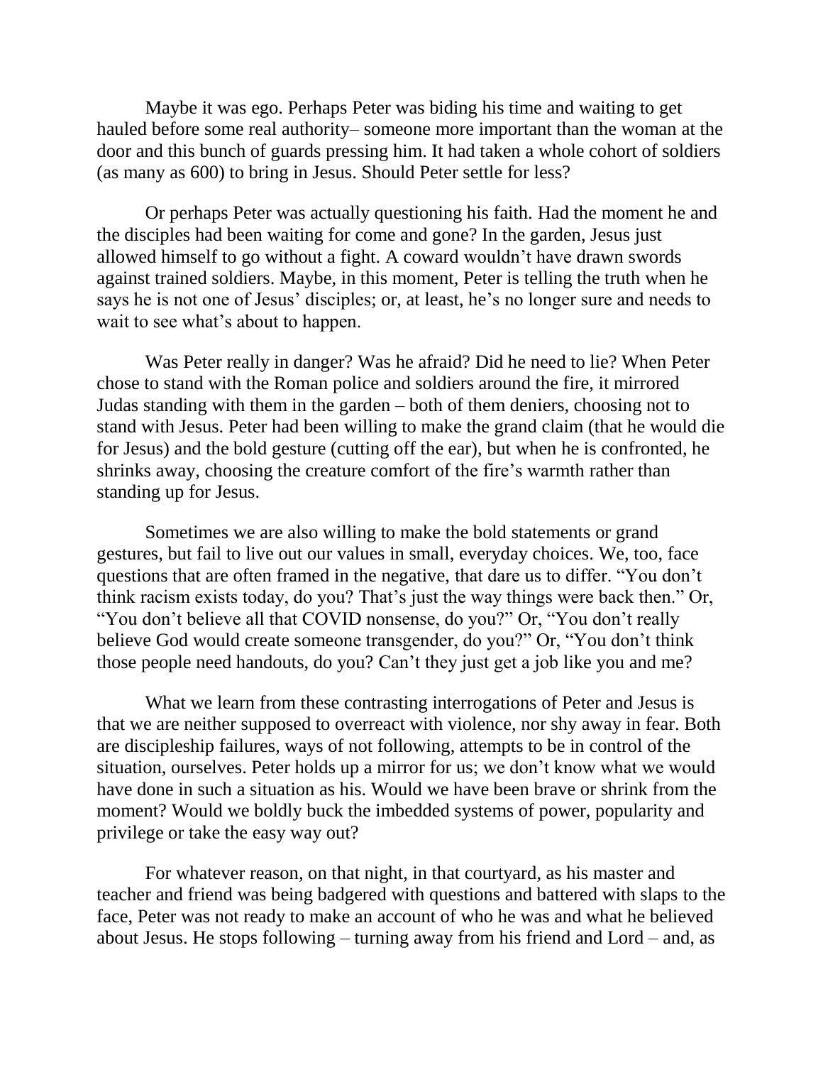Maybe it was ego. Perhaps Peter was biding his time and waiting to get hauled before some real authority– someone more important than the woman at the door and this bunch of guards pressing him. It had taken a whole cohort of soldiers (as many as 600) to bring in Jesus. Should Peter settle for less?

Or perhaps Peter was actually questioning his faith. Had the moment he and the disciples had been waiting for come and gone? In the garden, Jesus just allowed himself to go without a fight. A coward wouldn't have drawn swords against trained soldiers. Maybe, in this moment, Peter is telling the truth when he says he is not one of Jesus' disciples; or, at least, he's no longer sure and needs to wait to see what's about to happen.

Was Peter really in danger? Was he afraid? Did he need to lie? When Peter chose to stand with the Roman police and soldiers around the fire, it mirrored Judas standing with them in the garden – both of them deniers, choosing not to stand with Jesus. Peter had been willing to make the grand claim (that he would die for Jesus) and the bold gesture (cutting off the ear), but when he is confronted, he shrinks away, choosing the creature comfort of the fire's warmth rather than standing up for Jesus.

Sometimes we are also willing to make the bold statements or grand gestures, but fail to live out our values in small, everyday choices. We, too, face questions that are often framed in the negative, that dare us to differ. "You don't think racism exists today, do you? That's just the way things were back then." Or, "You don't believe all that COVID nonsense, do you?" Or, "You don't really believe God would create someone transgender, do you?" Or, "You don't think those people need handouts, do you? Can't they just get a job like you and me?

What we learn from these contrasting interrogations of Peter and Jesus is that we are neither supposed to overreact with violence, nor shy away in fear. Both are discipleship failures, ways of not following, attempts to be in control of the situation, ourselves. Peter holds up a mirror for us; we don't know what we would have done in such a situation as his. Would we have been brave or shrink from the moment? Would we boldly buck the imbedded systems of power, popularity and privilege or take the easy way out?

For whatever reason, on that night, in that courtyard, as his master and teacher and friend was being badgered with questions and battered with slaps to the face, Peter was not ready to make an account of who he was and what he believed about Jesus. He stops following – turning away from his friend and Lord – and, as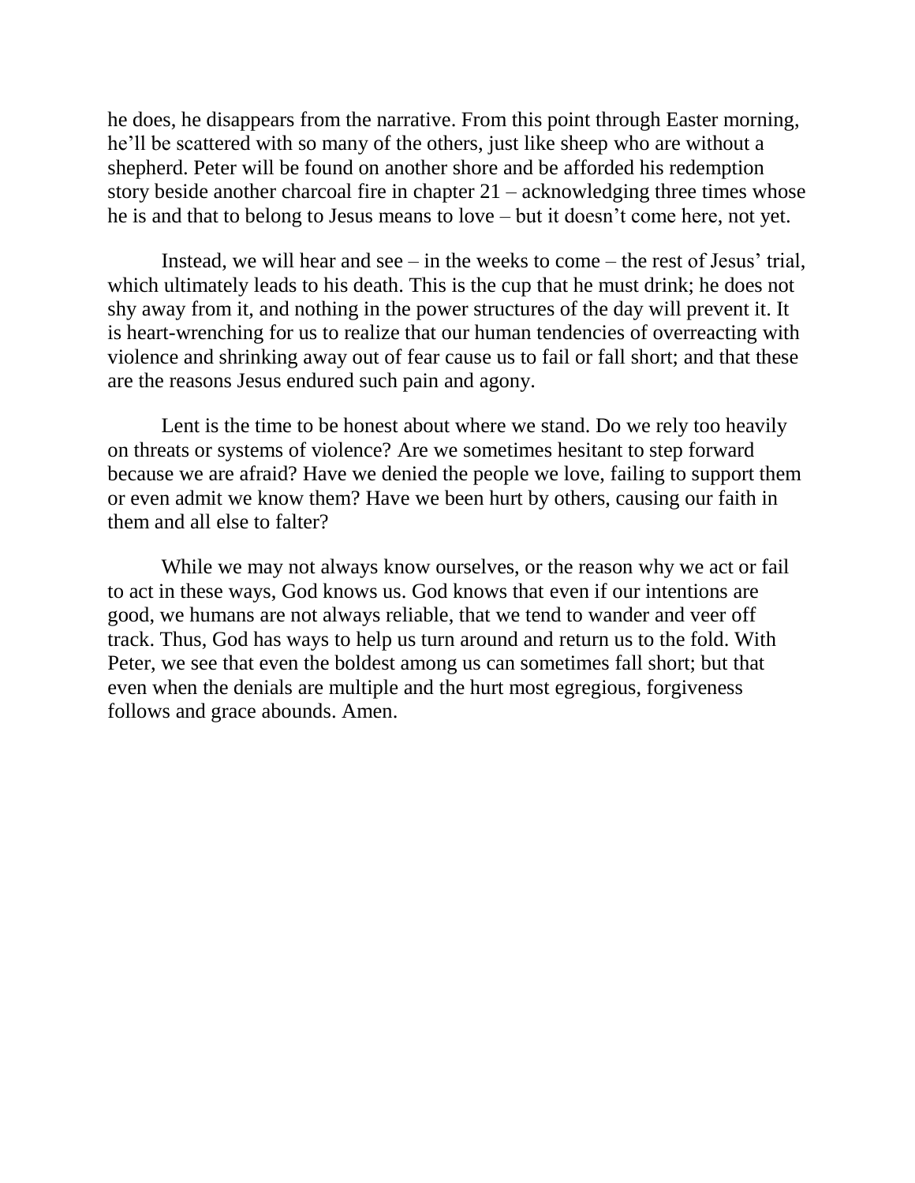he does, he disappears from the narrative. From this point through Easter morning, he'll be scattered with so many of the others, just like sheep who are without a shepherd. Peter will be found on another shore and be afforded his redemption story beside another charcoal fire in chapter 21 – acknowledging three times whose he is and that to belong to Jesus means to love – but it doesn't come here, not yet.

Instead, we will hear and see – in the weeks to come – the rest of Jesus' trial, which ultimately leads to his death. This is the cup that he must drink; he does not shy away from it, and nothing in the power structures of the day will prevent it. It is heart-wrenching for us to realize that our human tendencies of overreacting with violence and shrinking away out of fear cause us to fail or fall short; and that these are the reasons Jesus endured such pain and agony.

Lent is the time to be honest about where we stand. Do we rely too heavily on threats or systems of violence? Are we sometimes hesitant to step forward because we are afraid? Have we denied the people we love, failing to support them or even admit we know them? Have we been hurt by others, causing our faith in them and all else to falter?

While we may not always know ourselves, or the reason why we act or fail to act in these ways, God knows us. God knows that even if our intentions are good, we humans are not always reliable, that we tend to wander and veer off track. Thus, God has ways to help us turn around and return us to the fold. With Peter, we see that even the boldest among us can sometimes fall short; but that even when the denials are multiple and the hurt most egregious, forgiveness follows and grace abounds. Amen.